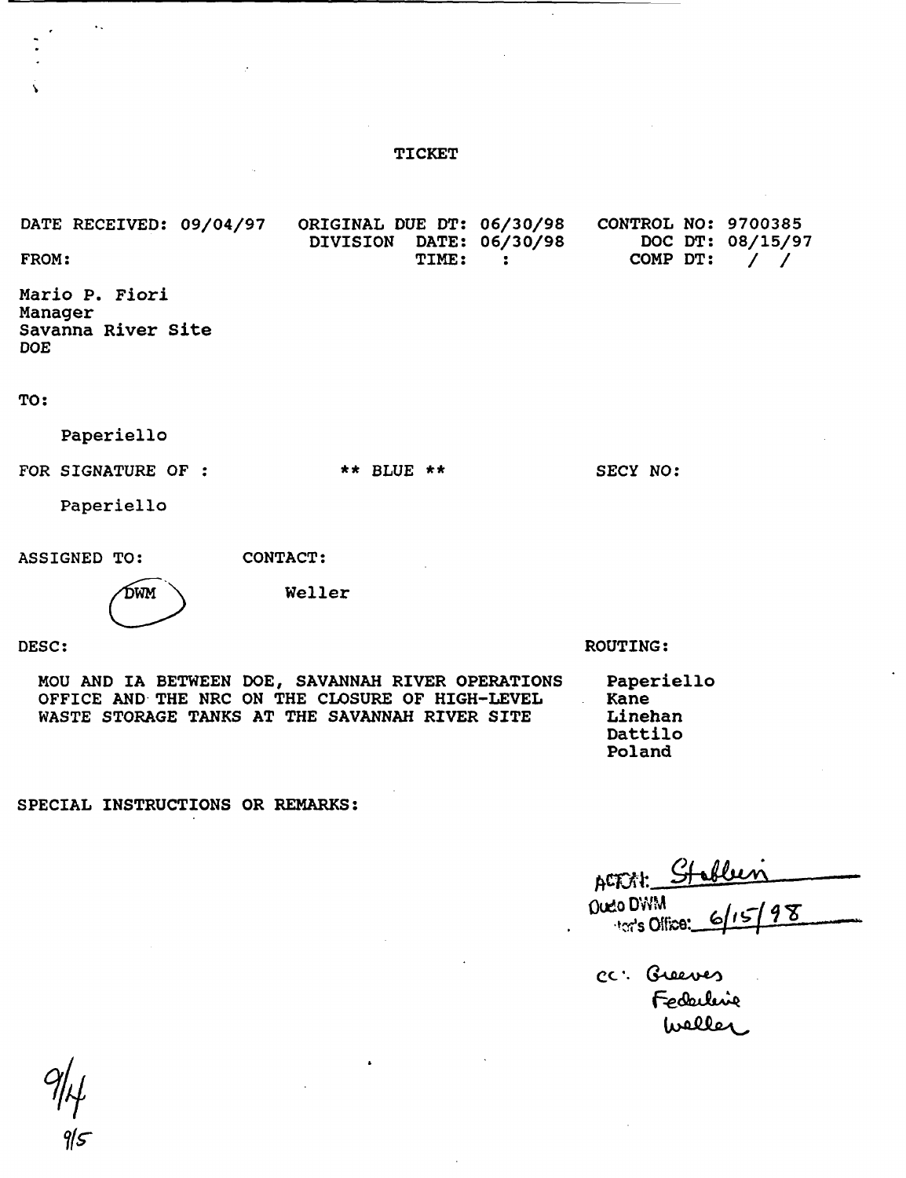# TICKET

DATE RECEIVED: 09/04/97 ORIGINAL DUE DT: 06/30/98 CONTROL NO: 9700385
DIVISION DATE: 06/30/98 DOC DT: 08/15/97
TIME: : COMP DT: / /

FROM:

Mario P. Fiori
Manager
Savanna River Site
DOE

TO:

Paperiello

FOR SIGNATURE OF : ** BLUE ** SECY NO:

Paperiello

ASSIGNED TO: DWM

CONTACT: Weller

DESC:

MOU AND IA BETWEEN DOE, SAVANNAH RIVER OPERATIONS OFFICE AND THE NRC ON THE CLOSURE OF HIGH-LEVEL WASTE STORAGE TANKS AT THE SAVANNAH RIVER SITE

ROUTING:

Paperiello
Kane
Linehan
Dattilo
Poland

SPECIAL INSTRUCTIONS OR REMARKS:

ACTION: Stablein
Due to DWM
Director's Office: 6/15/98

cc: Greeves
Federline
Weller

9/4
9/5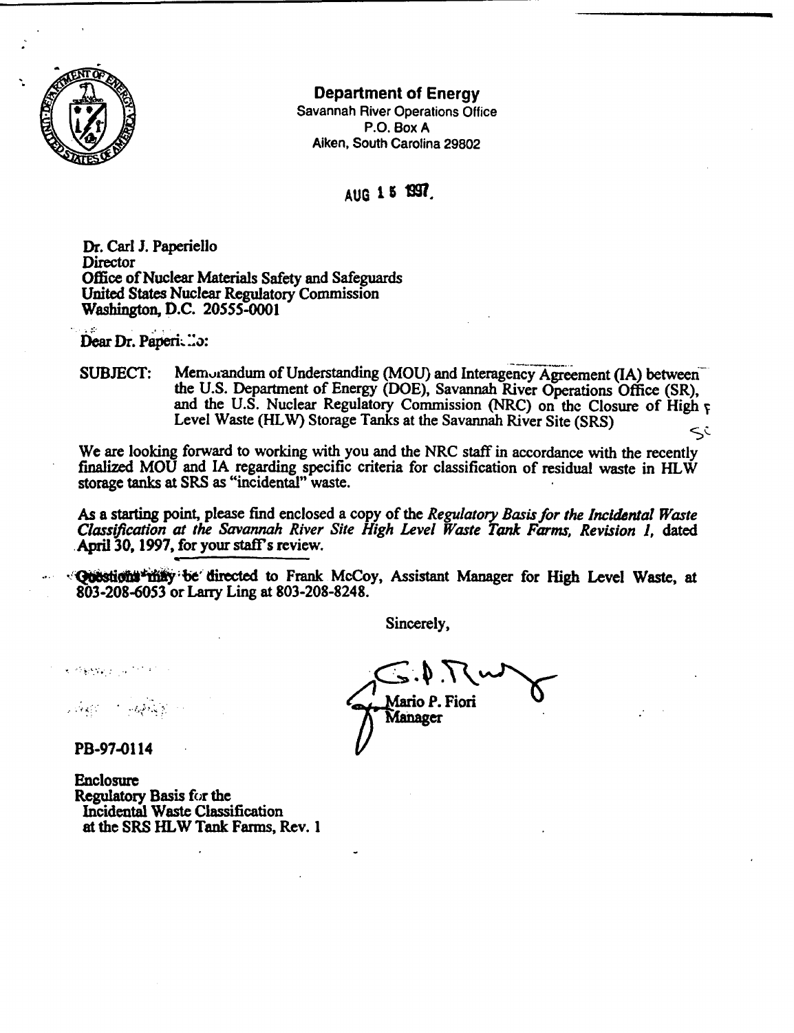**Department of Energy**
Savannah River Operations Office
P.O. Box A
Aiken, South Carolina 29802

AUG 15 1997

Dr. Carl J. Paperiello
Director
Office of Nuclear Materials Safety and Safeguards
United States Nuclear Regulatory Commission
Washington, D.C. 20555-0001

Dear Dr. Paperiello:

SUBJECT: Memorandum of Understanding (MOU) and Interagency Agreement (IA) between the U.S. Department of Energy (DOE), Savannah River Operations Office (SR), and the U.S. Nuclear Regulatory Commission (NRC) on the Closure of High Level Waste (HLW) Storage Tanks at the Savannah River Site (SRS)

We are looking forward to working with you and the NRC staff in accordance with the recently finalized MOU and IA regarding specific criteria for classification of residual waste in HLW storage tanks at SRS as "incidental" waste.

As a starting point, please find enclosed a copy of the *Regulatory Basis for the Incidental Waste Classification at the Savannah River Site High Level Waste Tank Farms, Revision 1,* dated April 30, 1997, for your staff's review.

Questions may be directed to Frank McCoy, Assistant Manager for High Level Waste, at 803-208-6053 or Larry Ling at 803-208-8248.

Sincerely,

Mario P. Fiori
Manager

PB-97-0114

Enclosure
Regulatory Basis for the
Incidental Waste Classification
at the SRS HLW Tank Farms, Rev. 1